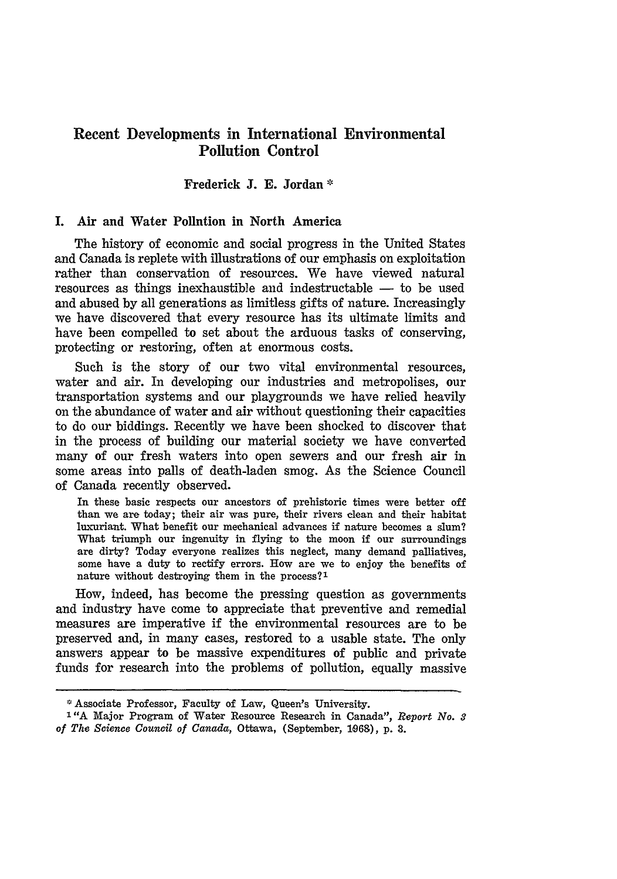# Recent Developments in International Environmental Pollution Control

**Frederick J. E. Jordan** *

## I. Air and Water Pollntion in North America

The history of economic and social progress in the United States and Canada is replete with illustrations of our emphasis on exploitation rather than conservation of resources. We have viewed natural resources as things inexhaustible and indestructable — to be used and abused by all generations as limitless gifts of nature. Increasingly we have discovered that every resource has its ultimate limits and have been compelled to set about the arduous tasks of conserving, protecting or restoring, often at enormous costs.

Such is the story of our two vital environmental resources, water and air. In developing our industries and metropolises, our transportation systems and our playgrounds we have relied heavily on the abundance of water and air without questioning their capacities to do our biddings. Recently we have been shocked to discover that in the process of building our material society we have converted many of our fresh waters into open sewers and our fresh air in some areas into palls of death-laden smog. As the Science Council of Canada recently observed.

> In these basic respects our ancestors of prehistoric times were better off than we are today; their air was pure, their rivers clean and their habitat luxuriant. What benefit our mechanical advances if nature becomes a slum? What triumph our ingenuity in flying to the moon if our surroundings are dirty? Today everyone realizes this neglect, many demand palliatives, some have a duty to rectify errors. How are we to enjoy the benefits of nature without destroying them in the process?[1]

How, indeed, has become the pressing question as governments and industry have come to appreciate that preventive and remedial measures are imperative if the environmental resources are to be preserved and, in many cases, restored to a usable state. The only answers appear to be massive expenditures of public and private funds for research into the problems of pollution, equally massive

---

\* Associate Professor, Faculty of Law, Queen's University.

[1] "A Major Program of Water Resource Research in Canada", *Report No. 3 of The Science Council of Canada*, Ottawa, (September, 1968), p. 3.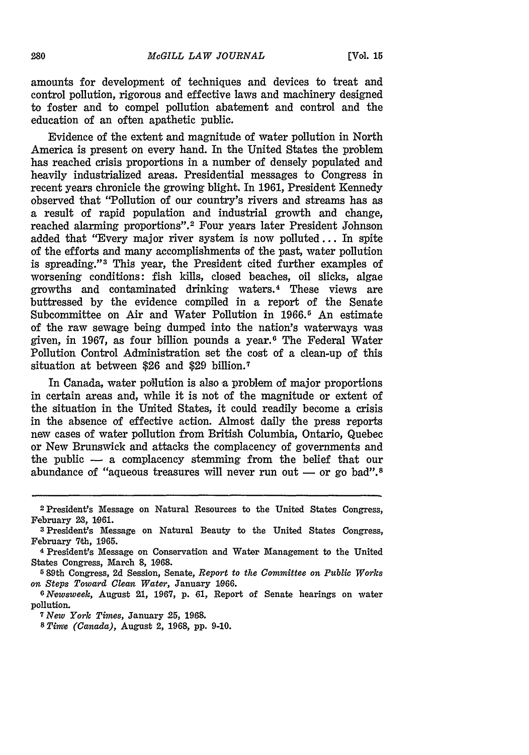amounts for development of techniques and devices to treat and control pollution, rigorous and effective laws and machinery designed to foster and to compel pollution abatement and control and the education of an often apathetic public.

Evidence of the extent and magnitude of water pollution in North America is present on every hand. In the United States the problem has reached crisis proportions in a number of densely populated and heavily industrialized areas. Presidential messages to Congress in recent years chronicle the growing blight. In 1961, President Kennedy observed that "Pollution of our country's rivers and streams has as a result of rapid population and industrial growth and change, reached alarming proportions".[2] Four years later President Johnson added that "Every major river system is now polluted... In spite of the efforts and many accomplishments of the past, water pollution is spreading."[3] This year, the President cited further examples of worsening conditions: fish kills, closed beaches, oil slicks, algae growths and contaminated drinking waters.[4] These views are buttressed by the evidence compiled in a report of the Senate Subcommittee on Air and Water Pollution in 1966.[5] An estimate of the raw sewage being dumped into the nation's waterways was given, in 1967, as four billion pounds a year.[6] The Federal Water Pollution Control Administration set the cost of a clean-up of this situation at between $26 and $29 billion.[7]

In Canada, water pollution is also a problem of major proportions in certain areas and, while it is not of the magnitude or extent of the situation in the United States, it could readily become a crisis in the absence of effective action. Almost daily the press reports new cases of water pollution from British Columbia, Ontario, Quebec or New Brunswick and attacks the complacency of governments and the public — a complacency stemming from the belief that our abundance of "aqueous treasures will never run out — or go bad".[8]

---

[2] President's Message on Natural Resources to the United States Congress, February 23, 1961.

[3] President's Message on Natural Beauty to the United States Congress, February 7th, 1965.

[4] President's Message on Conservation and Water Management to the United States Congress, March 8, 1968.

[5] 89th Congress, 2d Session, Senate, *Report to the Committee on Public Works on Steps Toward Clean Water*, January 1966.

[6] *Newsweek*, August 21, 1967, p. 61, Report of Senate hearings on water pollution.

[7] *New York Times*, January 25, 1968.

[8] *Time (Canada)*, August 2, 1968, pp. 9-10.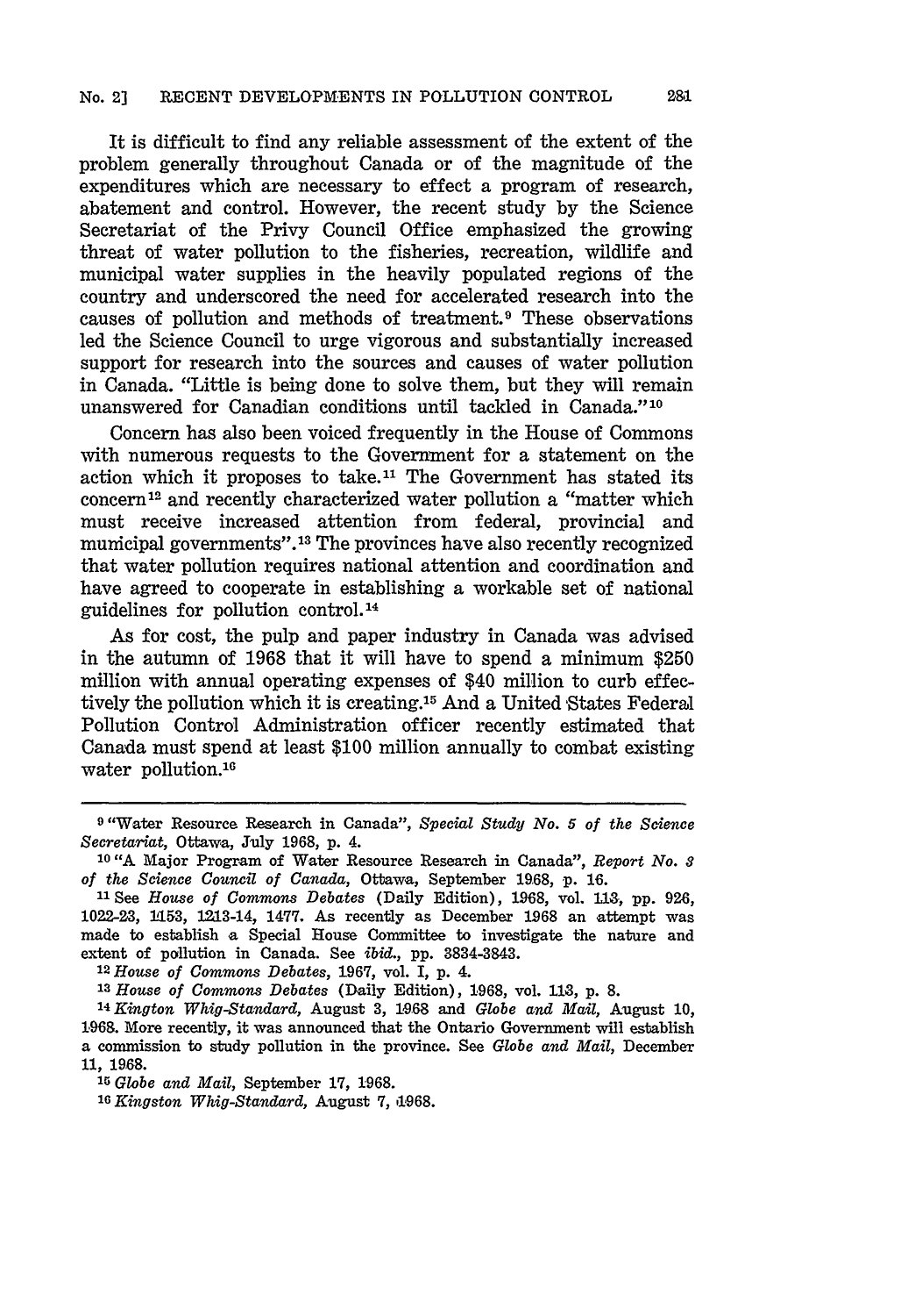It is difficult to find any reliable assessment of the extent of the problem generally throughout Canada or of the magnitude of the expenditures which are necessary to effect a program of research, abatement and control. However, the recent study by the Science Secretariat of the Privy Council Office emphasized the growing threat of water pollution to the fisheries, recreation, wildlife and municipal water supplies in the heavily populated regions of the country and underscored the need for accelerated research into the causes of pollution and methods of treatment.[9] These observations led the Science Council to urge vigorous and substantially increased support for research into the sources and causes of water pollution in Canada. "Little is being done to solve them, but they will remain unanswered for Canadian conditions until tackled in Canada."[10]

Concern has also been voiced frequently in the House of Commons with numerous requests to the Government for a statement on the action which it proposes to take.[11] The Government has stated its concern[12] and recently characterized water pollution a "matter which must receive increased attention from federal, provincial and municipal governments".[13] The provinces have also recently recognized that water pollution requires national attention and coordination and have agreed to cooperate in establishing a workable set of national guidelines for pollution control.[14]

As for cost, the pulp and paper industry in Canada was advised in the autumn of 1968 that it will have to spend a minimum $250 million with annual operating expenses of $40 million to curb effectively the pollution which it is creating.[15] And a United States Federal Pollution Control Administration officer recently estimated that Canada must spend at least $100 million annually to combat existing water pollution.[16]

---

[9] "Water Resource Research in Canada", *Special Study No. 5 of the Science Secretariat*, Ottawa, July 1968, p. 4.

[10] "A Major Program of Water Resource Research in Canada", *Report No. 3 of the Science Council of Canada*, Ottawa, September 1968, p. 16.

[11] See *House of Commons Debates* (Daily Edition), 1968, vol. 113, pp. 926, 1022-23, 1153, 1213-14, 1477. As recently as December 1968 an attempt was made to establish a Special House Committee to investigate the nature and extent of pollution in Canada. See *ibid.*, pp. 3834-3843.

[12] *House of Commons Debates*, 1967, vol. I, p. 4.

[13] *House of Commons Debates* (Daily Edition), 1968, vol. 113, p. 8.

[14] *Kington Whig-Standard*, August 3, 1968 and *Globe and Mail*, August 10, 1968. More recently, it was announced that the Ontario Government will establish a commission to study pollution in the province. See *Globe and Mail*, December 11, 1968.

[15] *Globe and Mail*, September 17, 1968.

[16] *Kingston Whig-Standard*, August 7, 1968.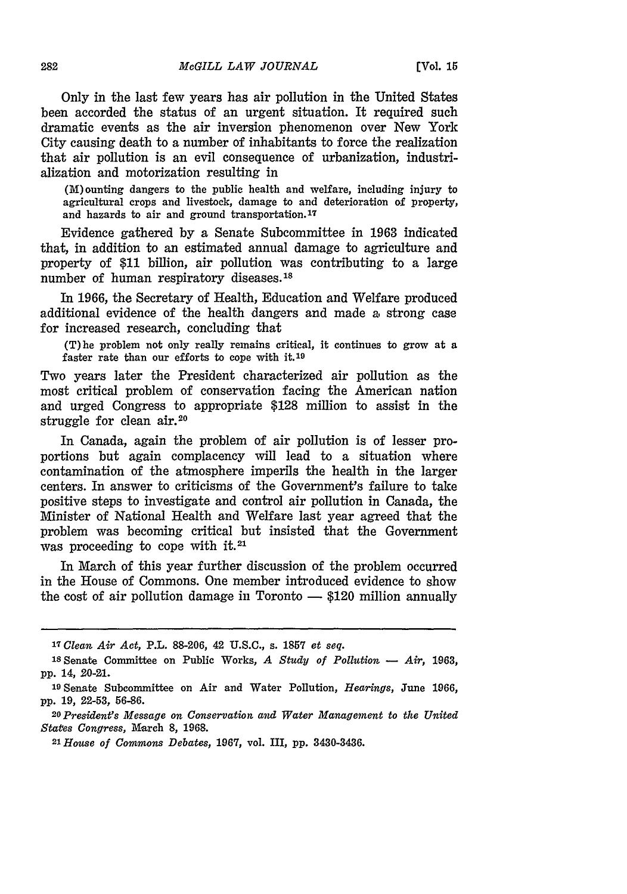Only in the last few years has air pollution in the United States been accorded the status of an urgent situation. It required such dramatic events as the air inversion phenomenon over New York City causing death to a number of inhabitants to force the realization that air pollution is an evil consequence of urbanization, industrialization and motorization resulting in

> (M)ounting dangers to the public health and welfare, including injury to agricultural crops and livestock, damage to and deterioration of property, and hazards to air and ground transportation.[17]

Evidence gathered by a Senate Subcommittee in 1963 indicated that, in addition to an estimated annual damage to agriculture and property of $11 billion, air pollution was contributing to a large number of human respiratory diseases.[18]

In 1966, the Secretary of Health, Education and Welfare produced additional evidence of the health dangers and made a strong case for increased research, concluding that

> (T)he problem not only really remains critical, it continues to grow at a faster rate than our efforts to cope with it.[19]

Two years later the President characterized air pollution as the most critical problem of conservation facing the American nation and urged Congress to appropriate $128 million to assist in the struggle for clean air.[20]

In Canada, again the problem of air pollution is of lesser proportions but again complacency will lead to a situation where contamination of the atmosphere imperils the health in the larger centers. In answer to criticisms of the Government's failure to take positive steps to investigate and control air pollution in Canada, the Minister of National Health and Welfare last year agreed that the problem was becoming critical but insisted that the Government was proceeding to cope with it.[21]

In March of this year further discussion of the problem occurred in the House of Commons. One member introduced evidence to show the cost of air pollution damage in Toronto — $120 million annually

---

[17] *Clean Air Act*, P.L. 88-206, 42 U.S.C., s. 1857 *et seq.*

[18] Senate Committee on Public Works, *A Study of Pollution — Air*, 1963, pp. 14, 20-21.

[19] Senate Subcommittee on Air and Water Pollution, *Hearings*, June 1966, pp. 19, 22-53, 56-86.

[20] *President's Message on Conservation and Water Management to the United States Congress*, March 8, 1968.

[21] *House of Commons Debates*, 1967, vol. III, pp. 3430-3436.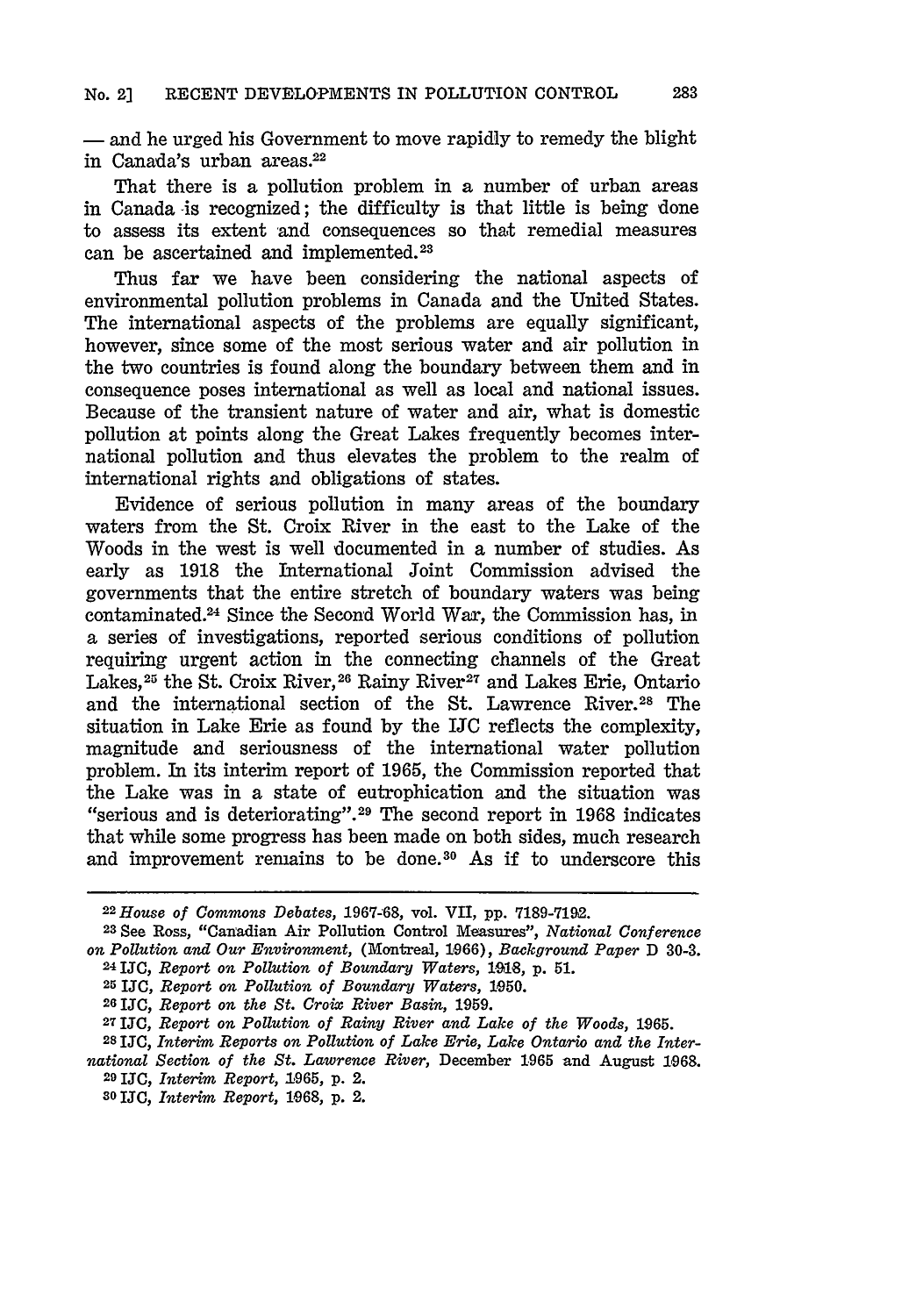— and he urged his Government to move rapidly to remedy the blight in Canada's urban areas.[22]

That there is a pollution problem in a number of urban areas in Canada is recognized; the difficulty is that little is being done to assess its extent and consequences so that remedial measures can be ascertained and implemented.[23]

Thus far we have been considering the national aspects of environmental pollution problems in Canada and the United States. The international aspects of the problems are equally significant, however, since some of the most serious water and air pollution in the two countries is found along the boundary between them and in consequence poses international as well as local and national issues. Because of the transient nature of water and air, what is domestic pollution at points along the Great Lakes frequently becomes international pollution and thus elevates the problem to the realm of international rights and obligations of states.

Evidence of serious pollution in many areas of the boundary waters from the St. Croix River in the east to the Lake of the Woods in the west is well documented in a number of studies. As early as 1918 the International Joint Commission advised the governments that the entire stretch of boundary waters was being contaminated.[24] Since the Second World War, the Commission has, in a series of investigations, reported serious conditions of pollution requiring urgent action in the connecting channels of the Great Lakes,[25] the St. Croix River,[26] Rainy River[27] and Lakes Erie, Ontario and the international section of the St. Lawrence River.[28] The situation in Lake Erie as found by the IJC reflects the complexity, magnitude and seriousness of the international water pollution problem. In its interim report of 1965, the Commission reported that the Lake was in a state of eutrophication and the situation was "serious and is deteriorating".[29] The second report in 1968 indicates that while some progress has been made on both sides, much research and improvement remains to be done.[30] As if to underscore this

---

[22] *House of Commons Debates*, 1967-68, vol. VII, pp. 7189-7192.

[23] See Ross, "Canadian Air Pollution Control Measures", *National Conference on Pollution and Our Environment*, (Montreal, 1966), *Background Paper* D 30-3.

[24] IJC, *Report on Pollution of Boundary Waters*, 1918, p. 51.

[25] IJC, *Report on Pollution of Boundary Waters*, 1950.

[26] IJC, *Report on the St. Croix River Basin*, 1959.

[27] IJC, *Report on Pollution of Rainy River and Lake of the Woods*, 1965.

[28] IJC, *Interim Reports on Pollution of Lake Erie, Lake Ontario and the International Section of the St. Lawrence River*, December 1965 and August 1968.

[29] IJC, *Interim Report*, 1965, p. 2.

[30] IJC, *Interim Report*, 1968, p. 2.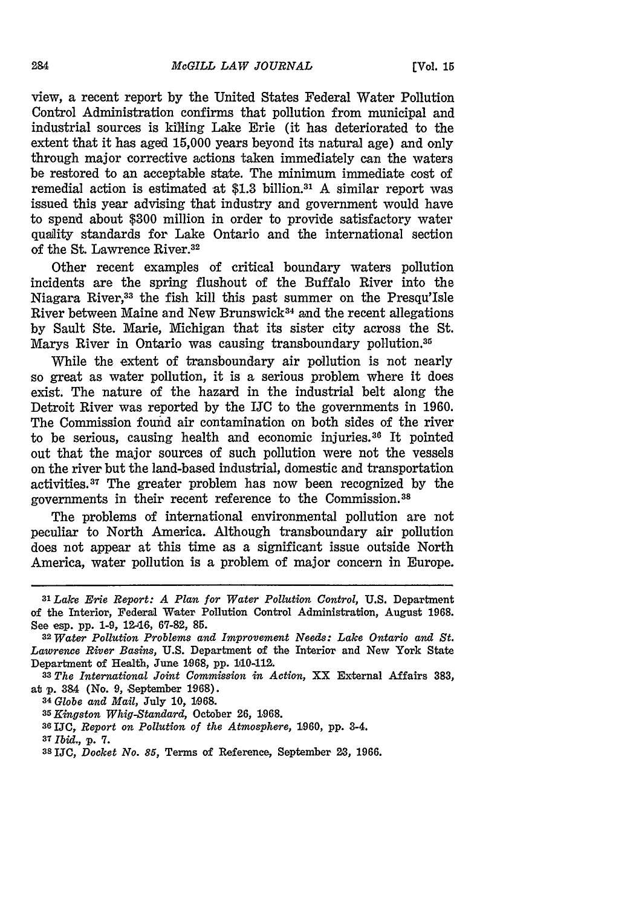view, a recent report by the United States Federal Water Pollution Control Administration confirms that pollution from municipal and industrial sources is killing Lake Erie (it has deteriorated to the extent that it has aged 15,000 years beyond its natural age) and only through major corrective actions taken immediately can the waters be restored to an acceptable state. The minimum immediate cost of remedial action is estimated at $1.3 billion.[31] A similar report was issued this year advising that industry and government would have to spend about $300 million in order to provide satisfactory water quality standards for Lake Ontario and the international section of the St. Lawrence River.[32]

Other recent examples of critical boundary waters pollution incidents are the spring flushout of the Buffalo River into the Niagara River,[33] the fish kill this past summer on the Presqu'Isle River between Maine and New Brunswick[34] and the recent allegations by Sault Ste. Marie, Michigan that its sister city across the St. Marys River in Ontario was causing transboundary pollution.[35]

While the extent of transboundary air pollution is not nearly so great as water pollution, it is a serious problem where it does exist. The nature of the hazard in the industrial belt along the Detroit River was reported by the IJC to the governments in 1960. The Commission found air contamination on both sides of the river to be serious, causing health and economic injuries.[36] It pointed out that the major sources of such pollution were not the vessels on the river but the land-based industrial, domestic and transportation activities.[37] The greater problem has now been recognized by the governments in their recent reference to the Commission.[38]

The problems of international environmental pollution are not peculiar to North America. Although transboundary air pollution does not appear at this time as a significant issue outside North America, water pollution is a problem of major concern in Europe.

---

[31] *Lake Erie Report: A Plan for Water Pollution Control*, U.S. Department of the Interior, Federal Water Pollution Control Administration, August 1968. See esp. pp. 1-9, 12-16, 67-82, 85.

[32] *Water Pollution Problems and Improvement Needs: Lake Ontario and St. Lawrence River Basins*, U.S. Department of the Interior and New York State Department of Health, June 1968, pp. 110-112.

[33] *The International Joint Commission in Action*, XX External Affairs 383, at p. 384 (No. 9, September 1968).

[34] *Globe and Mail*, July 10, 1968.

[35] *Kingston Whig-Standard*, October 26, 1968.

[36] IJC, *Report on Pollution of the Atmosphere*, 1960, pp. 3-4.

[37] *Ibid.*, p. 7.

[38] IJC, *Docket No. 85*, Terms of Reference, September 23, 1966.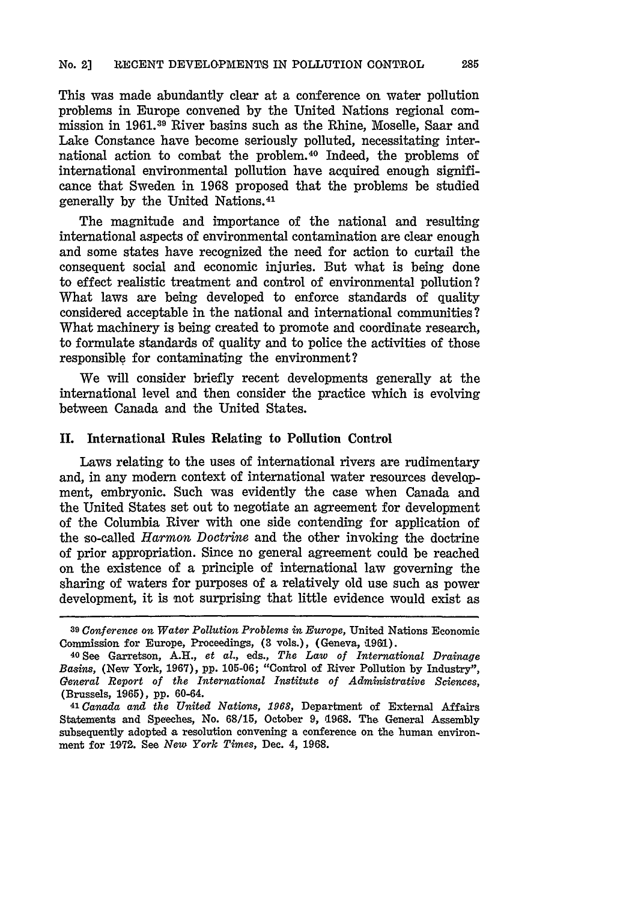This was made abundantly clear at a conference on water pollution problems in Europe convened by the United Nations regional commission in 1961.[39] River basins such as the Rhine, Moselle, Saar and Lake Constance have become seriously polluted, necessitating international action to combat the problem.[40] Indeed, the problems of international environmental pollution have acquired enough significance that Sweden in 1968 proposed that the problems be studied generally by the United Nations.[41]

The magnitude and importance of the national and resulting international aspects of environmental contamination are clear enough and some states have recognized the need for action to curtail the consequent social and economic injuries. But what is being done to effect realistic treatment and control of environmental pollution? What laws are being developed to enforce standards of quality considered acceptable in the national and international communities? What machinery is being created to promote and coordinate research, to formulate standards of quality and to police the activities of those responsible for contaminating the environment?

We will consider briefly recent developments generally at the international level and then consider the practice which is evolving between Canada and the United States.

## II. International Rules Relating to Pollution Control

Laws relating to the uses of international rivers are rudimentary and, in any modern context of international water resources development, embryonic. Such was evidently the case when Canada and the United States set out to negotiate an agreement for development of the Columbia River with one side contending for application of the so-called *Harmon Doctrine* and the other invoking the doctrine of prior appropriation. Since no general agreement could be reached on the existence of a principle of international law governing the sharing of waters for purposes of a relatively old use such as power development, it is not surprising that little evidence would exist as

---

[39] *Conference on Water Pollution Problems in Europe*, United Nations Economic Commission for Europe, Proceedings, (3 vols.), (Geneva, 1961).

[40] See Garretson, A.H., *et al.*, eds., *The Law of International Drainage Basins*, (New York, 1967), pp. 105-06; "Control of River Pollution by Industry", *General Report of the International Institute of Administrative Sciences*, (Brussels, 1965), pp. 60-64.

[41] *Canada and the United Nations, 1968*, Department of External Affairs Statements and Speeches, No. 68/15, October 9, 1968. The General Assembly subsequently adopted a resolution convening a conference on the human environment for 1972. See *New York Times*, Dec. 4, 1968.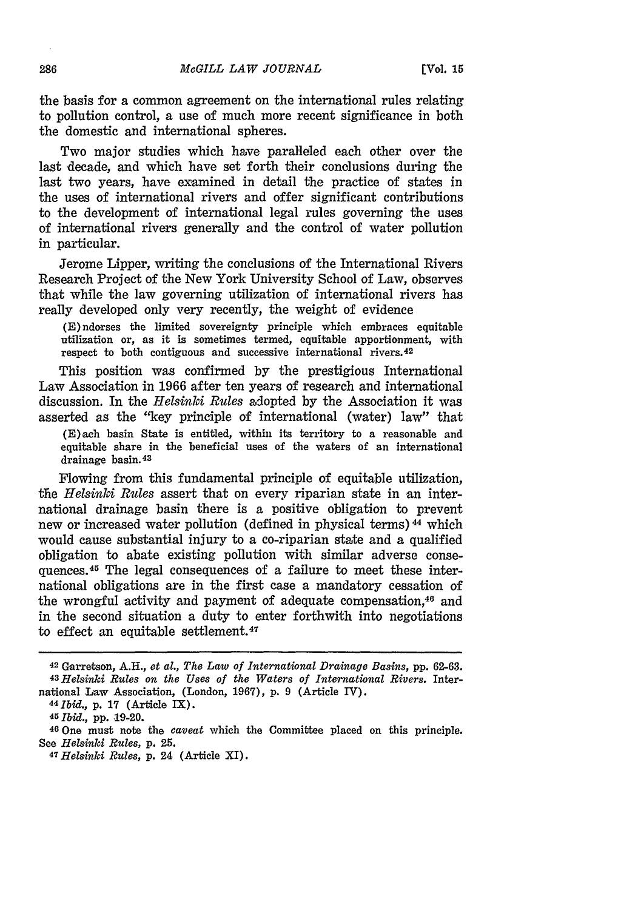the basis for a common agreement on the international rules relating to pollution control, a use of much more recent significance in both the domestic and international spheres.

Two major studies which have paralleled each other over the last decade, and which have set forth their conclusions during the last two years, have examined in detail the practice of states in the uses of international rivers and offer significant contributions to the development of international legal rules governing the uses of international rivers generally and the control of water pollution in particular.

Jerome Lipper, writing the conclusions of the International Rivers Research Project of the New York University School of Law, observes that while the law governing utilization of international rivers has really developed only very recently, the weight of evidence

> (E)ndorses the limited sovereignty principle which embraces equitable utilization or, as it is sometimes termed, equitable apportionment, with respect to both contiguous and successive international rivers.[42]

This position was confirmed by the prestigious International Law Association in 1966 after ten years of research and international discussion. In the *Helsinki Rules* adopted by the Association it was asserted as the "key principle of international (water) law" that

> (E)ach basin State is entitled, within its territory to a reasonable and equitable share in the beneficial uses of the waters of an international drainage basin.[43]

Flowing from this fundamental principle of equitable utilization, the *Helsinki Rules* assert that on every riparian state in an international drainage basin there is a positive obligation to prevent new or increased water pollution (defined in physical terms)[44] which would cause substantial injury to a co-riparian state and a qualified obligation to abate existing pollution with similar adverse consequences.[45] The legal consequences of a failure to meet these international obligations are in the first case a mandatory cessation of the wrongful activity and payment of adequate compensation,[46] and in the second situation a duty to enter forthwith into negotiations to effect an equitable settlement.[47]

---

[42] Garretson, A.H., *et al.*, *The Law of International Drainage Basins*, pp. 62-63.

[43] *Helsinki Rules on the Uses of the Waters of International Rivers.* International Law Association, (London, 1967), p. 9 (Article IV).

[44] *Ibid.*, p. 17 (Article IX).

[45] *Ibid.*, pp. 19-20.

[46] One must note the *caveat* which the Committee placed on this principle. See *Helsinki Rules*, p. 25.

[47] *Helsinki Rules*, p. 24 (Article XI).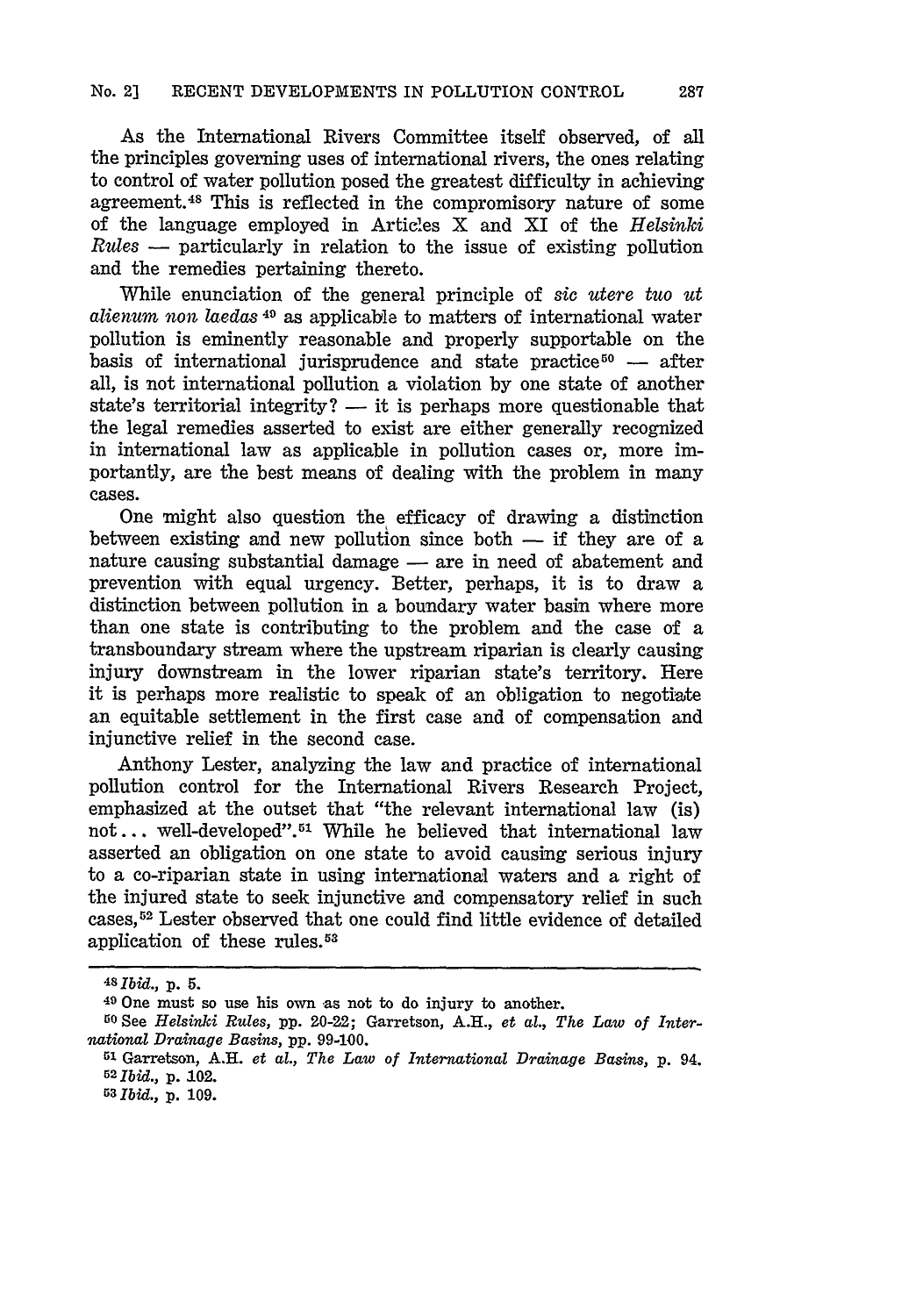As the International Rivers Committee itself observed, of all the principles governing uses of international rivers, the ones relating to control of water pollution posed the greatest difficulty in achieving agreement.[48] This is reflected in the compromisory nature of some of the language employed in Articles X and XI of the *Helsinki Rules* — particularly in relation to the issue of existing pollution and the remedies pertaining thereto.

While enunciation of the general principle of *sic utere tuo ut alienum non laedas* [49] as applicable to matters of international water pollution is eminently reasonable and properly supportable on the basis of international jurisprudence and state practice[50] — after all, is not international pollution a violation by one state of another state's territorial integrity? — it is perhaps more questionable that the legal remedies asserted to exist are either generally recognized in international law as applicable in pollution cases or, more importantly, are the best means of dealing with the problem in many cases.

One might also question the efficacy of drawing a distinction between existing and new pollution since both — if they are of a nature causing substantial damage — are in need of abatement and prevention with equal urgency. Better, perhaps, it is to draw a distinction between pollution in a boundary water basin where more than one state is contributing to the problem and the case of a transboundary stream where the upstream riparian is clearly causing injury downstream in the lower riparian state's territory. Here it is perhaps more realistic to speak of an obligation to negotiate an equitable settlement in the first case and of compensation and injunctive relief in the second case.

Anthony Lester, analyzing the law and practice of international pollution control for the International Rivers Research Project, emphasized at the outset that "the relevant international law (is) not ... well-developed".[51] While he believed that international law asserted an obligation on one state to avoid causing serious injury to a co-riparian state in using international waters and a right of the injured state to seek injunctive and compensatory relief in such cases,[52] Lester observed that one could find little evidence of detailed application of these rules.[53]

---

[48] *Ibid.*, p. 5.

[49] One must so use his own as not to do injury to another.

[50] See *Helsinki Rules*, pp. 20-22; Garretson, A.H., *et al.*, *The Law of International Drainage Basins*, pp. 99-100.

[51] Garretson, A.H. *et al.*, *The Law of International Drainage Basins*, p. 94.

[52] *Ibid.*, p. 102.

[53] *Ibid.*, p. 109.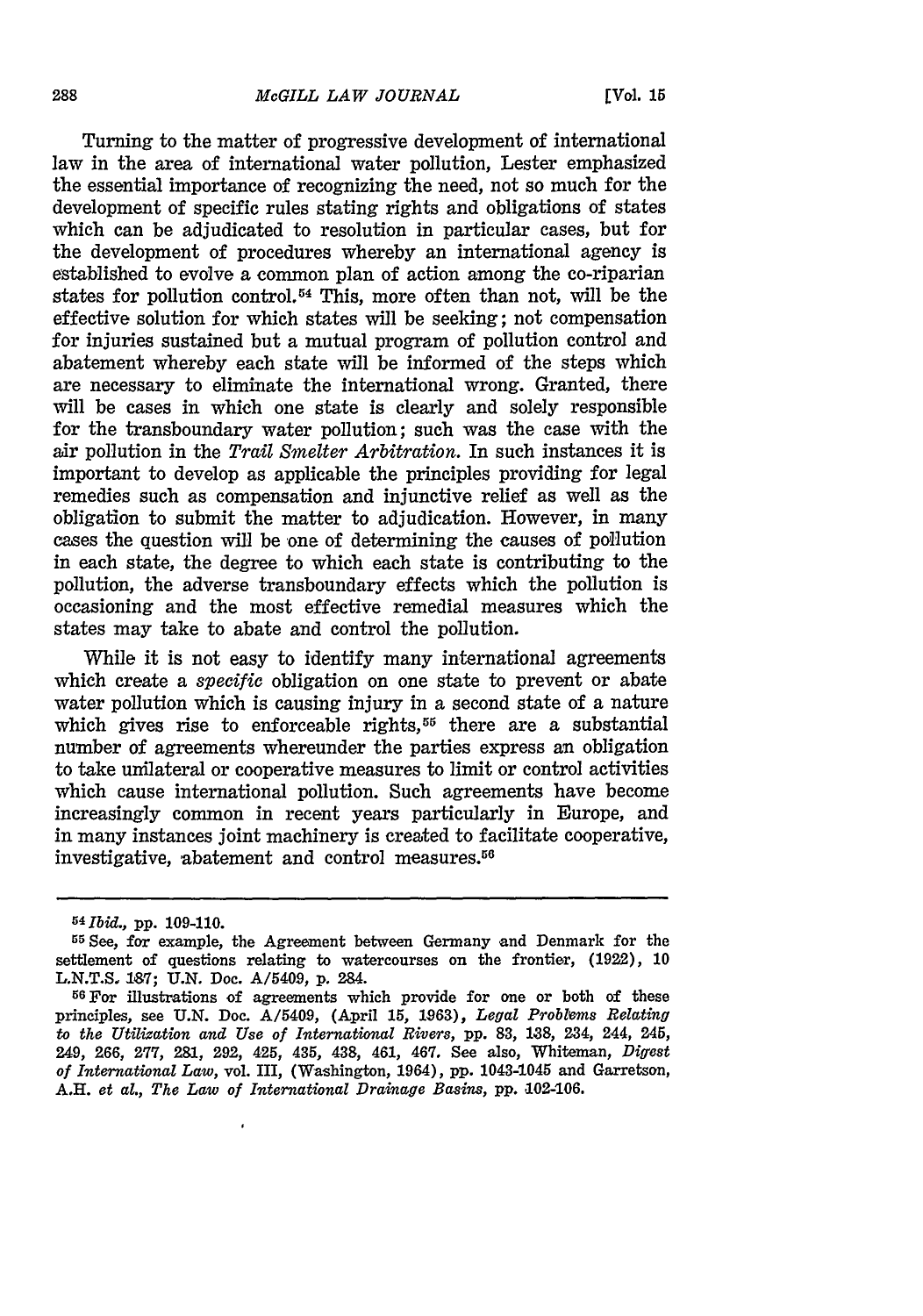Turning to the matter of progressive development of international law in the area of international water pollution, Lester emphasized the essential importance of recognizing the need, not so much for the development of specific rules stating rights and obligations of states which can be adjudicated to resolution in particular cases, but for the development of procedures whereby an international agency is established to evolve a common plan of action among the co-riparian states for pollution control.[54] This, more often than not, will be the effective solution for which states will be seeking; not compensation for injuries sustained but a mutual program of pollution control and abatement whereby each state will be informed of the steps which are necessary to eliminate the international wrong. Granted, there will be cases in which one state is clearly and solely responsible for the transboundary water pollution; such was the case with the air pollution in the *Trail Smelter Arbitration*. In such instances it is important to develop as applicable the principles providing for legal remedies such as compensation and injunctive relief as well as the obligation to submit the matter to adjudication. However, in many cases the question will be one of determining the causes of pollution in each state, the degree to which each state is contributing to the pollution, the adverse transboundary effects which the pollution is occasioning and the most effective remedial measures which the states may take to abate and control the pollution.

While it is not easy to identify many international agreements which create a *specific* obligation on one state to prevent or abate water pollution which is causing injury in a second state of a nature which gives rise to enforceable rights,[55] there are a substantial number of agreements whereunder the parties express an obligation to take unilateral or cooperative measures to limit or control activities which cause international pollution. Such agreements have become increasingly common in recent years particularly in Europe, and in many instances joint machinery is created to facilitate cooperative, investigative, abatement and control measures.[56]

---

[54] *Ibid.*, pp. 109-110.

[55] See, for example, the Agreement between Germany and Denmark for the settlement of questions relating to watercourses on the frontier, (1922), 10 L.N.T.S. 187; U.N. Doc. A/5409, p. 284.

[56] For illustrations of agreements which provide for one or both of these principles, see U.N. Doc. A/5409, (April 15, 1963), *Legal Problems Relating to the Utilization and Use of International Rivers*, pp. 83, 138, 234, 244, 245, 249, 266, 277, 281, 292, 425, 435, 438, 461, 467. See also, Whiteman, *Digest of International Law*, vol. III, (Washington, 1964), pp. 1043-1045 and Garretson, A.H. *et al.*, *The Law of International Drainage Basins*, pp. 102-106.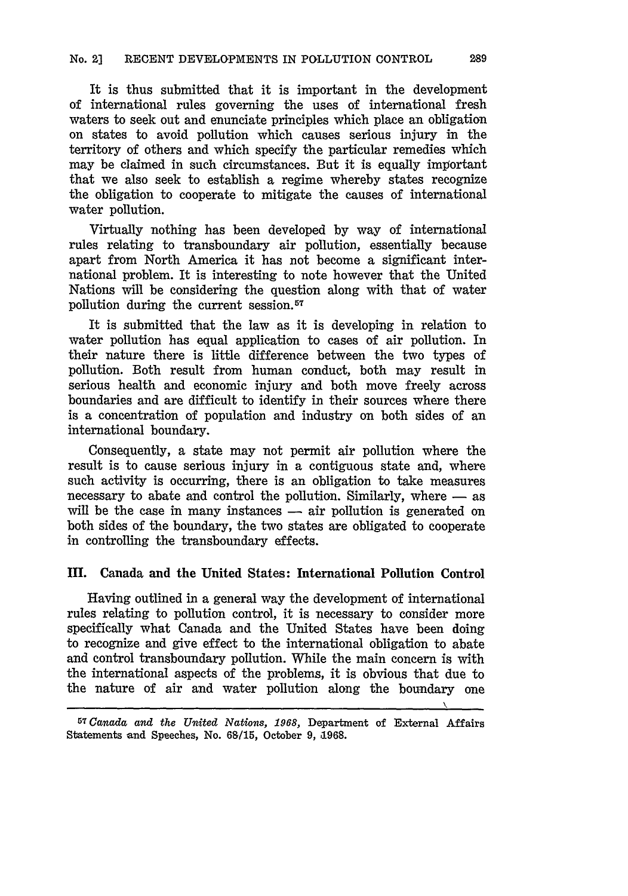It is thus submitted that it is important in the development of international rules governing the uses of international fresh waters to seek out and enunciate principles which place an obligation on states to avoid pollution which causes serious injury in the territory of others and which specify the particular remedies which may be claimed in such circumstances. But it is equally important that we also seek to establish a regime whereby states recognize the obligation to cooperate to mitigate the causes of international water pollution.

Virtually nothing has been developed by way of international rules relating to transboundary air pollution, essentially because apart from North America it has not become a significant international problem. It is interesting to note however that the United Nations will be considering the question along with that of water pollution during the current session.[57]

It is submitted that the law as it is developing in relation to water pollution has equal application to cases of air pollution. In their nature there is little difference between the two types of pollution. Both result from human conduct, both may result in serious health and economic injury and both move freely across boundaries and are difficult to identify in their sources where there is a concentration of population and industry on both sides of an international boundary.

Consequently, a state may not permit air pollution where the result is to cause serious injury in a contiguous state and, where such activity is occurring, there is an obligation to take measures necessary to abate and control the pollution. Similarly, where — as will be the case in many instances — air pollution is generated on both sides of the boundary, the two states are obligated to cooperate in controlling the transboundary effects.

## III. Canada and the United States: International Pollution Control

Having outlined in a general way the development of international rules relating to pollution control, it is necessary to consider more specifically what Canada and the United States have been doing to recognize and give effect to the international obligation to abate and control transboundary pollution. While the main concern is with the international aspects of the problems, it is obvious that due to the nature of air and water pollution along the boundary one

[57] *Canada and the United Nations, 1968*, Department of External Affairs Statements and Speeches, No. 68/15, October 9, 1968.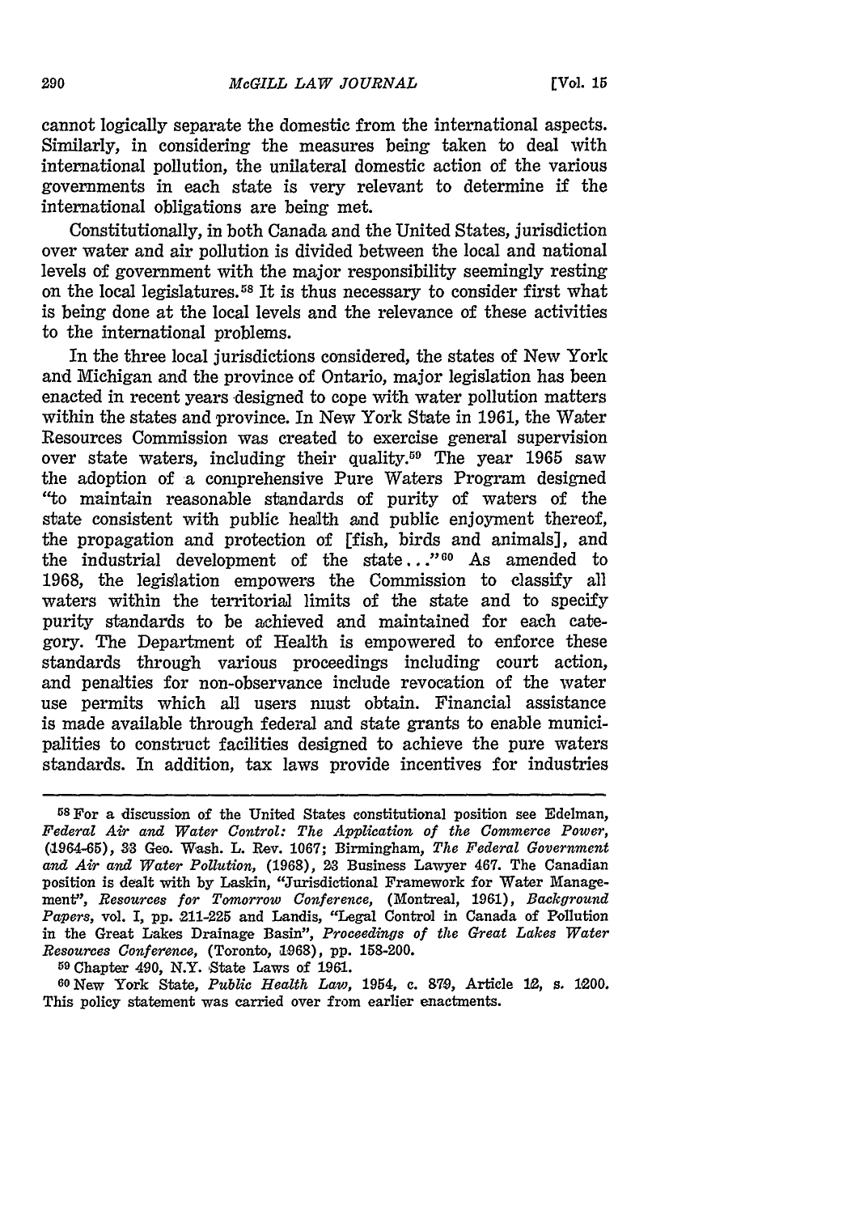cannot logically separate the domestic from the international aspects. Similarly, in considering the measures being taken to deal with international pollution, the unilateral domestic action of the various governments in each state is very relevant to determine if the international obligations are being met.

Constitutionally, in both Canada and the United States, jurisdiction over water and air pollution is divided between the local and national levels of government with the major responsibility seemingly resting on the local legislatures.[58] It is thus necessary to consider first what is being done at the local levels and the relevance of these activities to the international problems.

In the three local jurisdictions considered, the states of New York and Michigan and the province of Ontario, major legislation has been enacted in recent years designed to cope with water pollution matters within the states and province. In New York State in 1961, the Water Resources Commission was created to exercise general supervision over state waters, including their quality.[59] The year 1965 saw the adoption of a comprehensive Pure Waters Program designed "to maintain reasonable standards of purity of waters of the state consistent with public health and public enjoyment thereof, the propagation and protection of [fish, birds and animals], and the industrial development of the state..."[60] As amended to 1968, the legislation empowers the Commission to classify all waters within the territorial limits of the state and to specify purity standards to be achieved and maintained for each category. The Department of Health is empowered to enforce these standards through various proceedings including court action, and penalties for non-observance include revocation of the water use permits which all users must obtain. Financial assistance is made available through federal and state grants to enable municipalities to construct facilities designed to achieve the pure waters standards. In addition, tax laws provide incentives for industries

---

[58] For a discussion of the United States constitutional position see Edelman, *Federal Air and Water Control: The Application of the Commerce Power*, (1964-65), 33 Geo. Wash. L. Rev. 1067; Birmingham, *The Federal Government and Air and Water Pollution*, (1968), 23 Business Lawyer 467. The Canadian position is dealt with by Laskin, "Jurisdictional Framework for Water Management", *Resources for Tomorrow Conference*, (Montreal, 1961), *Background Papers*, vol. I, pp. 211-225 and Landis, "Legal Control in Canada of Pollution in the Great Lakes Drainage Basin", *Proceedings of the Great Lakes Water Resources Conference*, (Toronto, 1968), pp. 158-200.

[59] Chapter 490, N.Y. State Laws of 1961.

[60] New York State, *Public Health Law*, 1954, c. 879, Article 12, s. 1200. This policy statement was carried over from earlier enactments.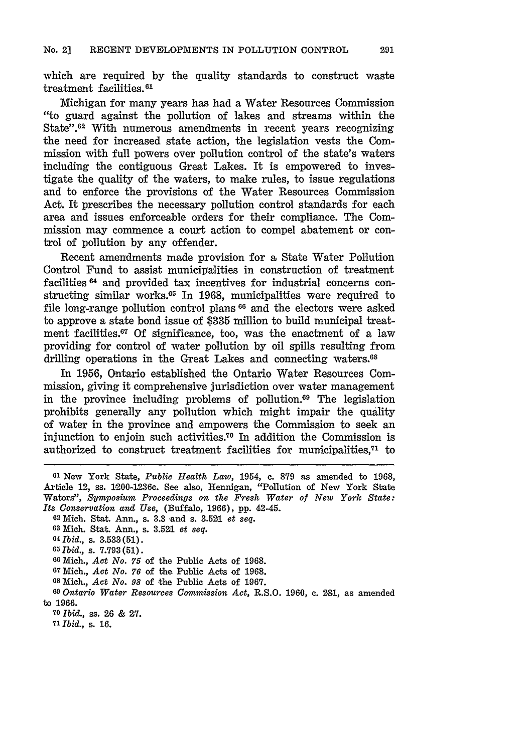which are required by the quality standards to construct waste treatment facilities.[61]

Michigan for many years has had a Water Resources Commission "to guard against the pollution of lakes and streams within the State".[62] With numerous amendments in recent years recognizing the need for increased state action, the legislation vests the Commission with full powers over pollution control of the state's waters including the contiguous Great Lakes. It is empowered to investigate the quality of the waters, to make rules, to issue regulations and to enforce the provisions of the Water Resources Commission Act. It prescribes the necessary pollution control standards for each area and issues enforceable orders for their compliance. The Commission may commence a court action to compel abatement or control of pollution by any offender.

Recent amendments made provision for a State Water Pollution Control Fund to assist municipalities in construction of treatment facilities [64] and provided tax incentives for industrial concerns constructing similar works.[65] In 1968, municipalities were required to file long-range pollution control plans [66] and the electors were asked to approve a state bond issue of $335 million to build municipal treatment facilities.[67] Of significance, too, was the enactment of a law providing for control of water pollution by oil spills resulting from drilling operations in the Great Lakes and connecting waters.[68]

In 1956, Ontario established the Ontario Water Resources Commission, giving it comprehensive jurisdiction over water management in the province including problems of pollution.[69] The legislation prohibits generally any pollution which might impair the quality of water in the province and empowers the Commission to seek an injunction to enjoin such activities.[70] In addition the Commission is authorized to construct treatment facilities for municipalities,[71] to

---

[61] New York State, *Public Health Law*, 1954, c. 879 as amended to 1968, Article 12, ss. 1200-1236c. See also, Hennigan, "Pollution of New York State Waters", *Symposium Proceedings on the Fresh Water of New York State: Its Conservation and Use*, (Buffalo, 1966), pp. 42-45.

[62] Mich. Stat. Ann., s. 3.3 and s. 3.521 *et seq.*

[63] Mich. Stat. Ann., s. 3.521 *et seq.*

[64] *Ibid.*, s. 3.533(51).

[65] *Ibid.*, s. 7.793(51).

[66] Mich., *Act No. 75* of the Public Acts of 1968.

[67] Mich., *Act No. 76* of the Public Acts of 1968.

[68] Mich., *Act No. 98* of the Public Acts of 1967.

[69] *Ontario Water Resources Commission Act*, R.S.O. 1960, c. 281, as amended to 1966.

[70] *Ibid.*, ss. 26 & 27.

[71] *Ibid.*, s. 16.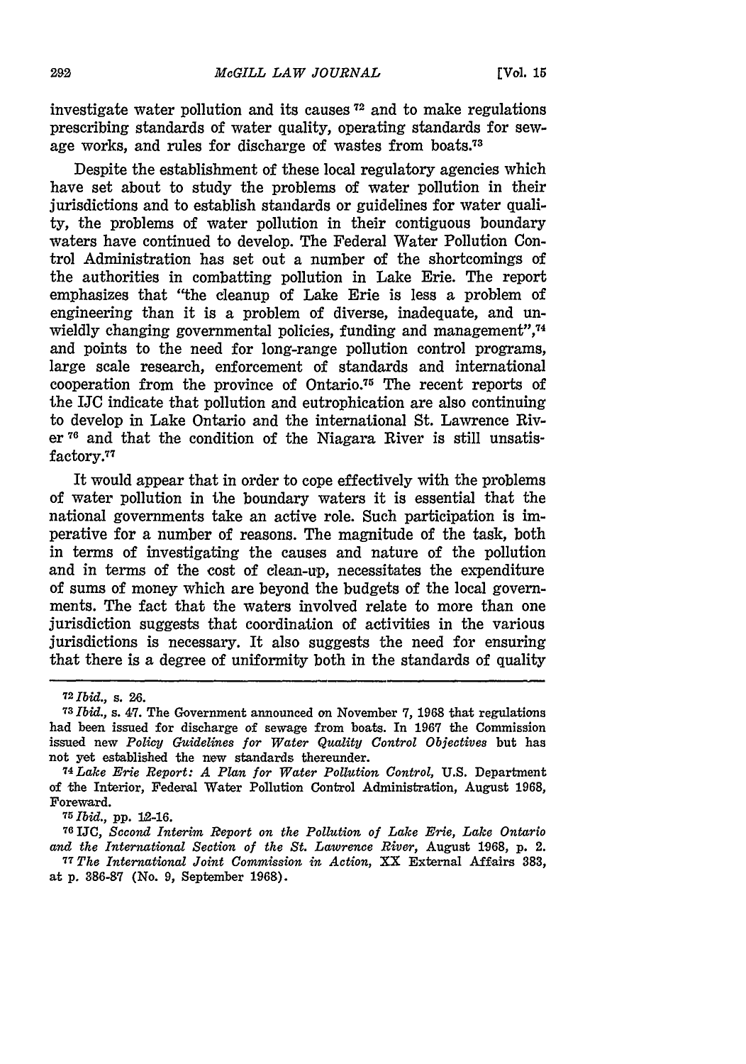investigate water pollution and its causes [72] and to make regulations prescribing standards of water quality, operating standards for sewage works, and rules for discharge of wastes from boats.[73]

Despite the establishment of these local regulatory agencies which have set about to study the problems of water pollution in their jurisdictions and to establish standards or guidelines for water quality, the problems of water pollution in their contiguous boundary waters have continued to develop. The Federal Water Pollution Control Administration has set out a number of the shortcomings of the authorities in combatting pollution in Lake Erie. The report emphasizes that "the cleanup of Lake Erie is less a problem of engineering than it is a problem of diverse, inadequate, and unwieldly changing governmental policies, funding and management",[74] and points to the need for long-range pollution control programs, large scale research, enforcement of standards and international cooperation from the province of Ontario.[75] The recent reports of the IJC indicate that pollution and eutrophication are also continuing to develop in Lake Ontario and the international St. Lawrence River [76] and that the condition of the Niagara River is still unsatisfactory.[77]

It would appear that in order to cope effectively with the problems of water pollution in the boundary waters it is essential that the national governments take an active role. Such participation is imperative for a number of reasons. The magnitude of the task, both in terms of investigating the causes and nature of the pollution and in terms of the cost of clean-up, necessitates the expenditure of sums of money which are beyond the budgets of the local governments. The fact that the waters involved relate to more than one jurisdiction suggests that coordination of activities in the various jurisdictions is necessary. It also suggests the need for ensuring that there is a degree of uniformity both in the standards of quality

---

[72] *Ibid.*, s. 26.

[73] *Ibid.*, s. 47. The Government announced on November 7, 1968 that regulations had been issued for discharge of sewage from boats. In 1967 the Commission issued new *Policy Guidelines for Water Quality Control Objectives* but has not yet established the new standards thereunder.

[74] *Lake Erie Report: A Plan for Water Pollution Control*, U.S. Department of the Interior, Federal Water Pollution Control Administration, August 1968, Foreward.

[75] *Ibid.*, pp. 12-16.

[76] IJC, *Second Interim Report on the Pollution of Lake Erie, Lake Ontario and the International Section of the St. Lawrence River*, August 1968, p. 2.

[77] *The International Joint Commission in Action*, XX External Affairs 383, at p. 386-87 (No. 9, September 1968).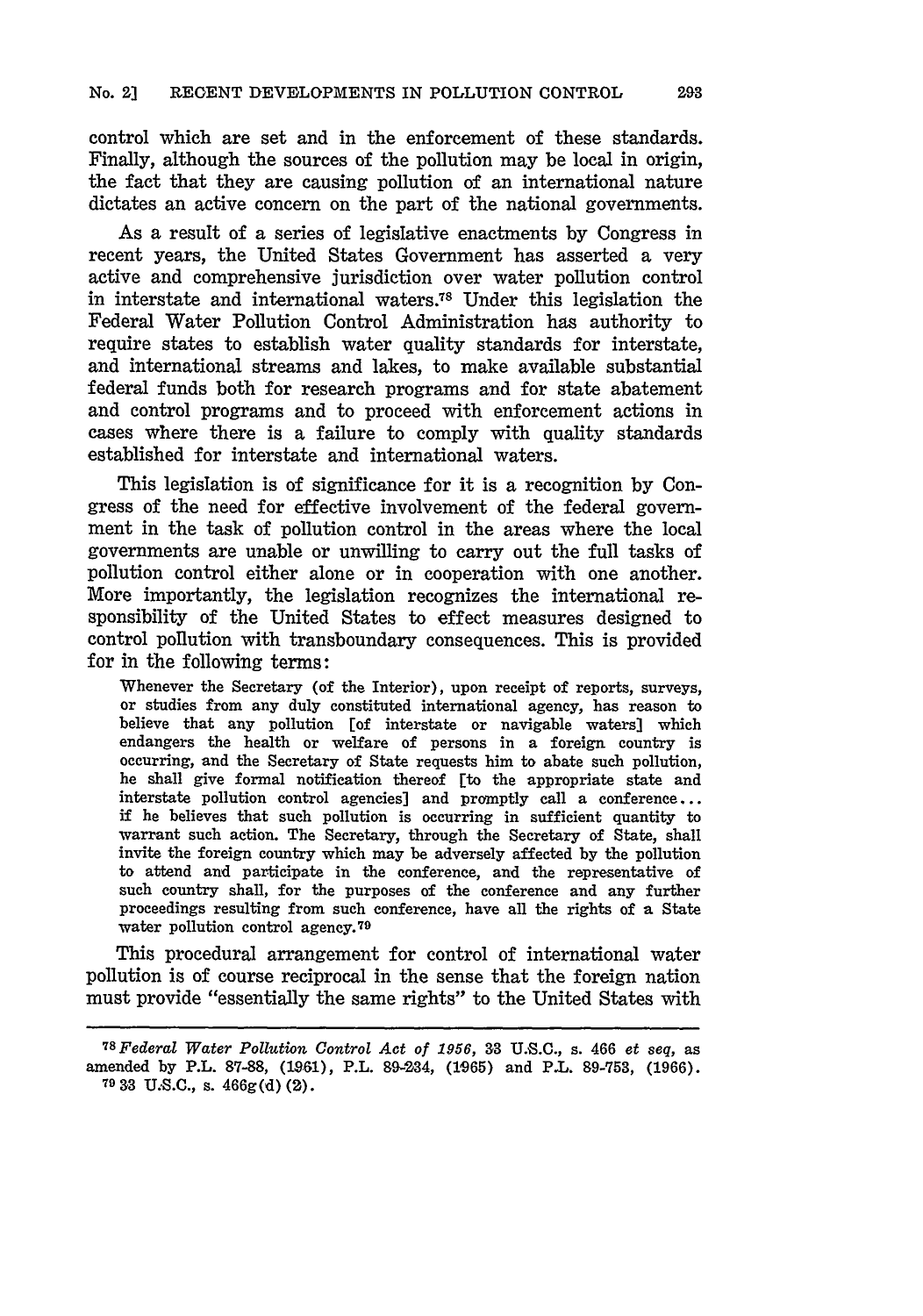control which are set and in the enforcement of these standards. Finally, although the sources of the pollution may be local in origin, the fact that they are causing pollution of an international nature dictates an active concern on the part of the national governments.

As a result of a series of legislative enactments by Congress in recent years, the United States Government has asserted a very active and comprehensive jurisdiction over water pollution control in interstate and international waters.[78] Under this legislation the Federal Water Pollution Control Administration has authority to require states to establish water quality standards for interstate, and international streams and lakes, to make available substantial federal funds both for research programs and for state abatement and control programs and to proceed with enforcement actions in cases where there is a failure to comply with quality standards established for interstate and international waters.

This legislation is of significance for it is a recognition by Congress of the need for effective involvement of the federal government in the task of pollution control in the areas where the local governments are unable or unwilling to carry out the full tasks of pollution control either alone or in cooperation with one another. More importantly, the legislation recognizes the international responsibility of the United States to effect measures designed to control pollution with transboundary consequences. This is provided for in the following terms:

> Whenever the Secretary (of the Interior), upon receipt of reports, surveys, or studies from any duly constituted international agency, has reason to believe that any pollution [of interstate or navigable waters] which endangers the health or welfare of persons in a foreign country is occurring, and the Secretary of State requests him to abate such pollution, he shall give formal notification thereof [to the appropriate state and interstate pollution control agencies] and promptly call a conference... if he believes that such pollution is occurring in sufficient quantity to warrant such action. The Secretary, through the Secretary of State, shall invite the foreign country which may be adversely affected by the pollution to attend and participate in the conference, and the representative of such country shall, for the purposes of the conference and any further proceedings resulting from such conference, have all the rights of a State water pollution control agency.[79]

This procedural arrangement for control of international water pollution is of course reciprocal in the sense that the foreign nation must provide "essentially the same rights" to the United States with

---

[78] *Federal Water Pollution Control Act of 1956*, 33 U.S.C., s. 466 *et seq*, as amended by P.L. 87-88, (1961), P.L. 89-234, (1965) and P.L. 89-753, (1966).

[79] 33 U.S.C., s. 466g(d)(2).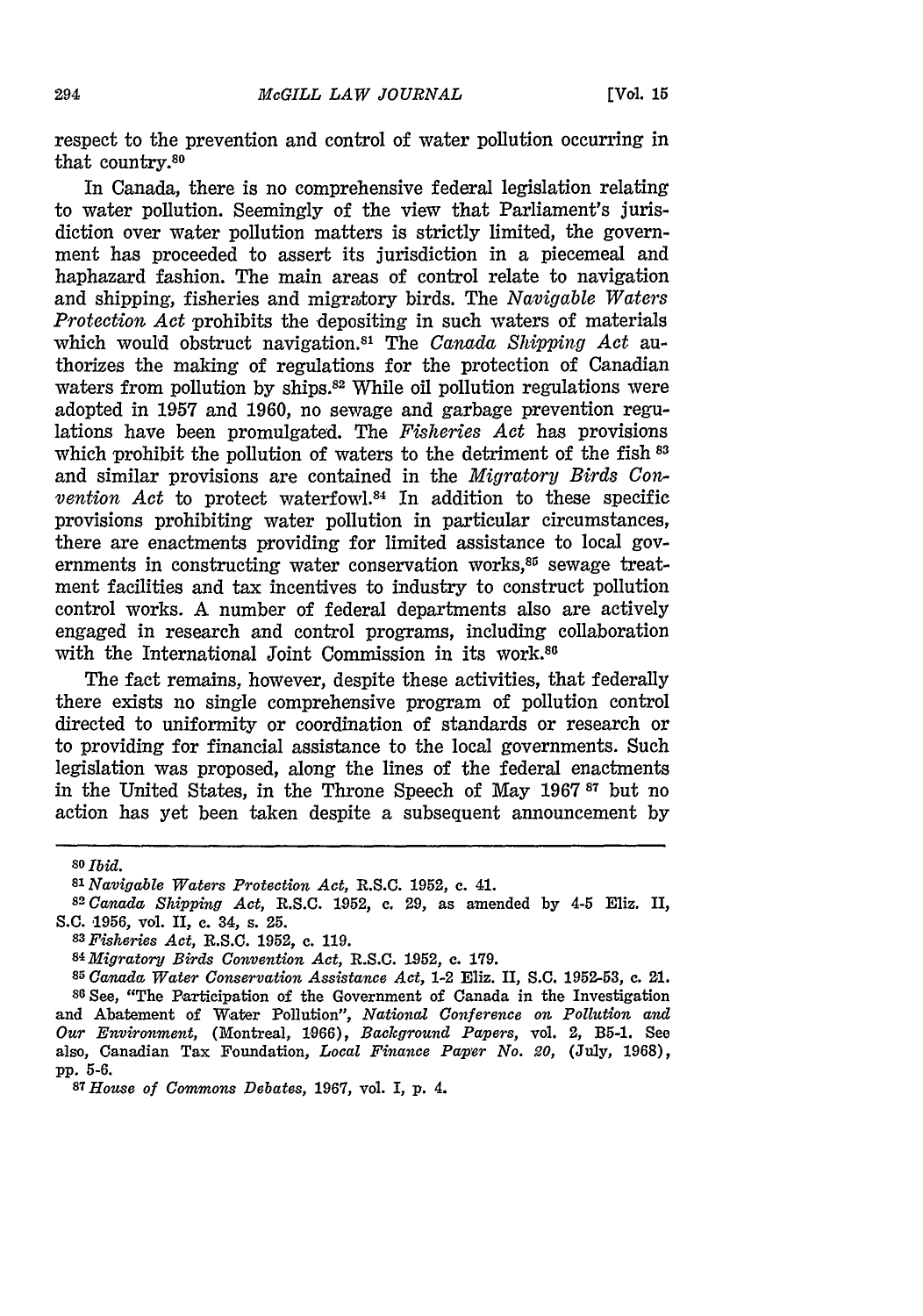respect to the prevention and control of water pollution occurring in that country.[80]

In Canada, there is no comprehensive federal legislation relating to water pollution. Seemingly of the view that Parliament's jurisdiction over water pollution matters is strictly limited, the government has proceeded to assert its jurisdiction in a piecemeal and haphazard fashion. The main areas of control relate to navigation and shipping, fisheries and migratory birds. The *Navigable Waters Protection Act* prohibits the depositing in such waters of materials which would obstruct navigation.[81] The *Canada Shipping Act* authorizes the making of regulations for the protection of Canadian waters from pollution by ships.[82] While oil pollution regulations were adopted in 1957 and 1960, no sewage and garbage prevention regulations have been promulgated. The *Fisheries Act* has provisions which prohibit the pollution of waters to the detriment of the fish [83] and similar provisions are contained in the *Migratory Birds Convention Act* to protect waterfowl.[84] In addition to these specific provisions prohibiting water pollution in particular circumstances, there are enactments providing for limited assistance to local governments in constructing water conservation works,[85] sewage treatment facilities and tax incentives to industry to construct pollution control works. A number of federal departments also are actively engaged in research and control programs, including collaboration with the International Joint Commission in its work.[86]

The fact remains, however, despite these activities, that federally there exists no single comprehensive program of pollution control directed to uniformity or coordination of standards or research or to providing for financial assistance to the local governments. Such legislation was proposed, along the lines of the federal enactments in the United States, in the Throne Speech of May 1967 [87] but no action has yet been taken despite a subsequent announcement by

---

[80] *Ibid.*

[81] *Navigable Waters Protection Act*, R.S.C. 1952, c. 41.

[82] *Canada Shipping Act*, R.S.C. 1952, c. 29, as amended by 4-5 Eliz. II, S.C. 1956, vol. II, c. 34, s. 25.

[83] *Fisheries Act*, R.S.C. 1952, c. 119.

[84] *Migratory Birds Convention Act*, R.S.C. 1952, c. 179.

[85] *Canada Water Conservation Assistance Act*, 1-2 Eliz. II, S.C. 1952-53, c. 21.

[86] See, "The Participation of the Government of Canada in the Investigation and Abatement of Water Pollution", *National Conference on Pollution and Our Environment*, (Montreal, 1966), *Background Papers*, vol. 2, B5-1. See also, Canadian Tax Foundation, *Local Finance Paper No. 20*, (July, 1968), pp. 5-6.

[87] *House of Commons Debates*, 1967, vol. I, p. 4.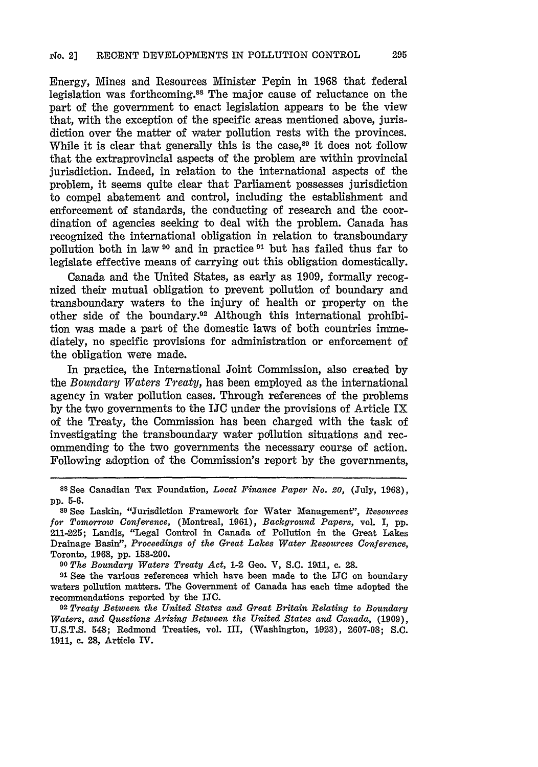Energy, Mines and Resources Minister Pepin in 1968 that federal legislation was forthcoming.[88] The major cause of reluctance on the part of the government to enact legislation appears to be the view that, with the exception of the specific areas mentioned above, jurisdiction over the matter of water pollution rests with the provinces. While it is clear that generally this is the case,[89] it does not follow that the extraprovincial aspects of the problem are within provincial jurisdiction. Indeed, in relation to the international aspects of the problem, it seems quite clear that Parliament possesses jurisdiction to compel abatement and control, including the establishment and enforcement of standards, the conducting of research and the coordination of agencies seeking to deal with the problem. Canada has recognized the international obligation in relation to transboundary pollution both in law[90] and in practice[91] but has failed thus far to legislate effective means of carrying out this obligation domestically.

Canada and the United States, as early as 1909, formally recognized their mutual obligation to prevent pollution of boundary and transboundary waters to the injury of health or property on the other side of the boundary.[92] Although this international prohibition was made a part of the domestic laws of both countries immediately, no specific provisions for administration or enforcement of the obligation were made.

In practice, the International Joint Commission, also created by the *Boundary Waters Treaty*, has been employed as the international agency in water pollution cases. Through references of the problems by the two governments to the IJC under the provisions of Article IX of the Treaty, the Commission has been charged with the task of investigating the transboundary water pollution situations and recommending to the two governments the necessary course of action. Following adoption of the Commission's report by the governments,

---

[88] See Canadian Tax Foundation, *Local Finance Paper No. 20*, (July, 1968), pp. 5-6.

[89] See Laskin, "Jurisdiction Framework for Water Management", *Resources for Tomorrow Conference*, (Montreal, 1961), *Background Papers*, vol. I, pp. 211-225; Landis, "Legal Control in Canada of Pollution in the Great Lakes Drainage Basin", *Proceedings of the Great Lakes Water Resources Conference*, Toronto, 1968, pp. 158-200.

[90] *The Boundary Waters Treaty Act*, 1-2 Geo. V, S.C. 1911, c. 28.

[91] See the various references which have been made to the IJC on boundary waters pollution matters. The Government of Canada has each time adopted the recommendations reported by the IJC.

[92] *Treaty Between the United States and Great Britain Relating to Boundary Waters, and Questions Arising Between the United States and Canada*, (1909), U.S.T.S. 548; Redmond Treaties, vol. III, (Washington, 1923), 2607-08; S.C. 1911, c. 28, Article IV.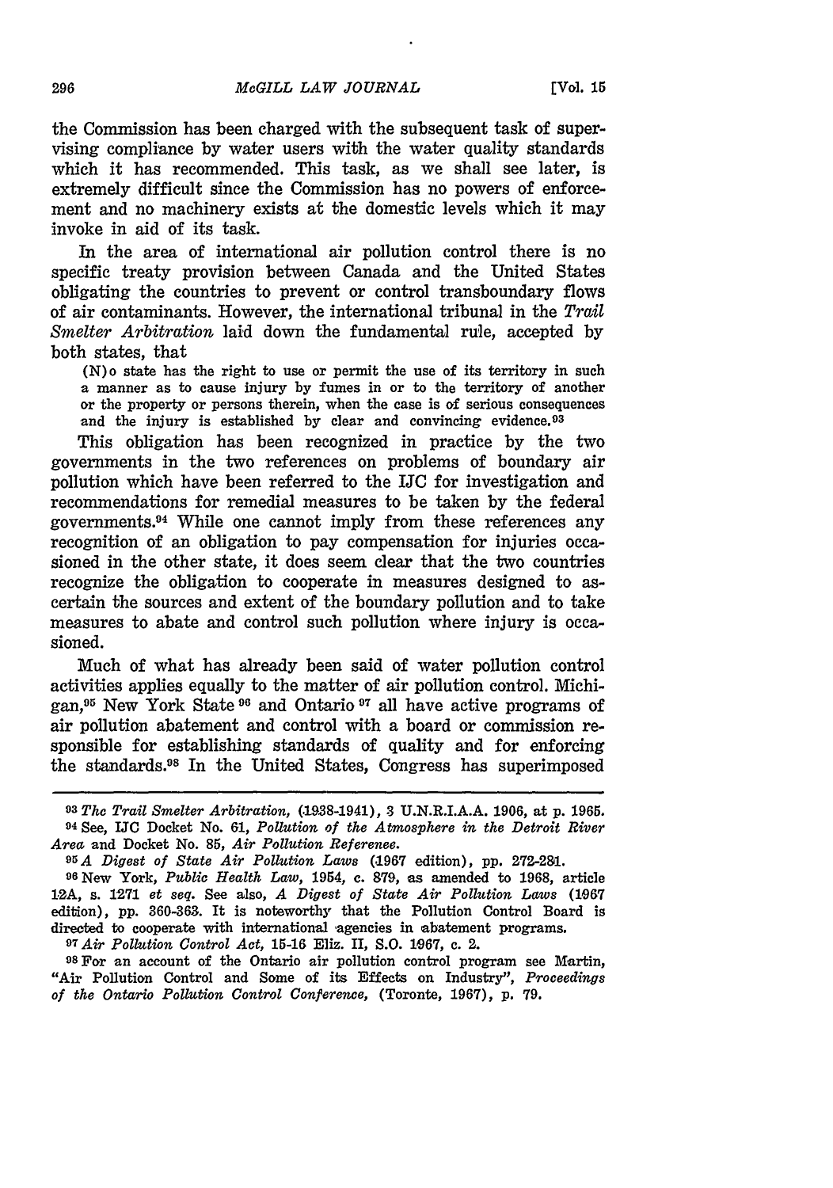the Commission has been charged with the subsequent task of supervising compliance by water users with the water quality standards which it has recommended. This task, as we shall see later, is extremely difficult since the Commission has no powers of enforcement and no machinery exists at the domestic levels which it may invoke in aid of its task.

In the area of international air pollution control there is no specific treaty provision between Canada and the United States obligating the countries to prevent or control transboundary flows of air contaminants. However, the international tribunal in the *Trail Smelter Arbitration* laid down the fundamental rule, accepted by both states, that

> (N)o state has the right to use or permit the use of its territory in such a manner as to cause injury by fumes in or to the territory of another or the property or persons therein, when the case is of serious consequences and the injury is established by clear and convincing evidence.[93]

This obligation has been recognized in practice by the two governments in the two references on problems of boundary air pollution which have been referred to the IJC for investigation and recommendations for remedial measures to be taken by the federal governments.[94] While one cannot imply from these references any recognition of an obligation to pay compensation for injuries occasioned in the other state, it does seem clear that the two countries recognize the obligation to cooperate in measures designed to ascertain the sources and extent of the boundary pollution and to take measures to abate and control such pollution where injury is occasioned.

Much of what has already been said of water pollution control activities applies equally to the matter of air pollution control. Michigan,[95] New York State[96] and Ontario[97] all have active programs of air pollution abatement and control with a board or commission responsible for establishing standards of quality and for enforcing the standards.[98] In the United States, Congress has superimposed

---

[93] *The Trail Smelter Arbitration*, (1938-1941), 3 U.N.R.I.A.A. 1906, at p. 1965.

[94] See, IJC Docket No. 61, *Pollution of the Atmosphere in the Detroit River Area* and Docket No. 85, *Air Pollution Reference*.

[95] *A Digest of State Air Pollution Laws* (1967 edition), pp. 272-281.

[96] New York, *Public Health Law*, 1954, c. 879, as amended to 1968, article 12A, s. 1271 *et seq.* See also, *A Digest of State Air Pollution Laws* (1967 edition), pp. 360-363. It is noteworthy that the Pollution Control Board is directed to cooperate with international agencies in abatement programs.

[97] *Air Pollution Control Act*, 15-16 Eliz. II, S.O. 1967, c. 2.

[98] For an account of the Ontario air pollution control program see Martin, "Air Pollution Control and Some of its Effects on Industry", *Proceedings of the Ontario Pollution Control Conference*, (Toronto, 1967), p. 79.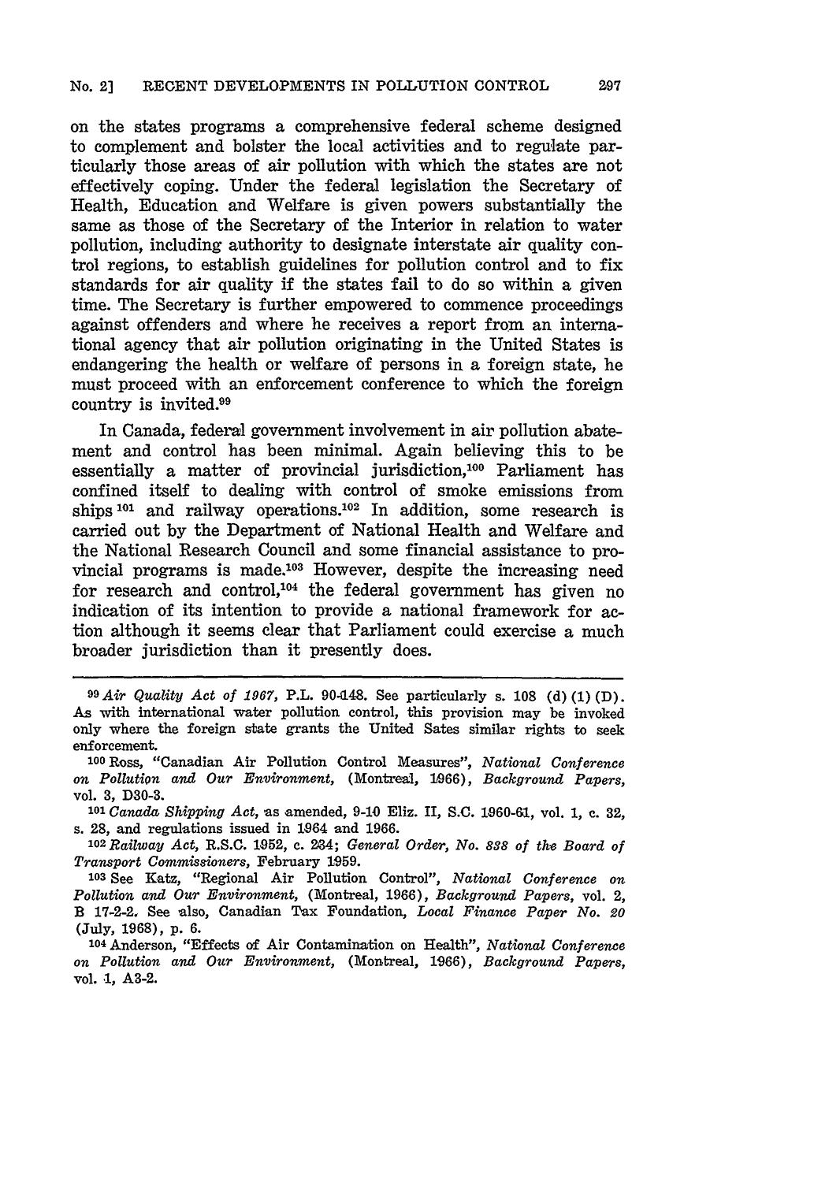on the states programs a comprehensive federal scheme designed to complement and bolster the local activities and to regulate particularly those areas of air pollution with which the states are not effectively coping. Under the federal legislation the Secretary of Health, Education and Welfare is given powers substantially the same as those of the Secretary of the Interior in relation to water pollution, including authority to designate interstate air quality control regions, to establish guidelines for pollution control and to fix standards for air quality if the states fail to do so within a given time. The Secretary is further empowered to commence proceedings against offenders and where he receives a report from an international agency that air pollution originating in the United States is endangering the health or welfare of persons in a foreign state, he must proceed with an enforcement conference to which the foreign country is invited.[99]

In Canada, federal government involvement in air pollution abatement and control has been minimal. Again believing this to be essentially a matter of provincial jurisdiction,[100] Parliament has confined itself to dealing with control of smoke emissions from ships[101] and railway operations.[102] In addition, some research is carried out by the Department of National Health and Welfare and the National Research Council and some financial assistance to provincial programs is made.[103] However, despite the increasing need for research and control,[104] the federal government has given no indication of its intention to provide a national framework for action although it seems clear that Parliament could exercise a much broader jurisdiction than it presently does.

---

[99] *Air Quality Act of 1967*, P.L. 90-148. See particularly s. 108 (d) (1) (D). As with international water pollution control, this provision may be invoked only where the foreign state grants the United Sates similar rights to seek enforcement.

[100] Ross, "Canadian Air Pollution Control Measures", *National Conference on Pollution and Our Environment*, (Montreal, 1966), *Background Papers*, vol. 3, D30-3.

[101] *Canada Shipping Act*, as amended, 9-10 Eliz. II, S.C. 1960-61, vol. 1, c. 32, s. 28, and regulations issued in 1964 and 1966.

[102] *Railway Act*, R.S.C. 1952, c. 234; *General Order, No. 838 of the Board of Transport Commissioners*, February 1959.

[103] See Katz, "Regional Air Pollution Control", *National Conference on Pollution and Our Environment*, (Montreal, 1966), *Background Papers*, vol. 2, B 17-2-2. See also, Canadian Tax Foundation, *Local Finance Paper No. 20* (July, 1968), p. 6.

[104] Anderson, "Effects of Air Contamination on Health", *National Conference on Pollution and Our Environment*, (Montreal, 1966), *Background Papers*, vol. 1, A3-2.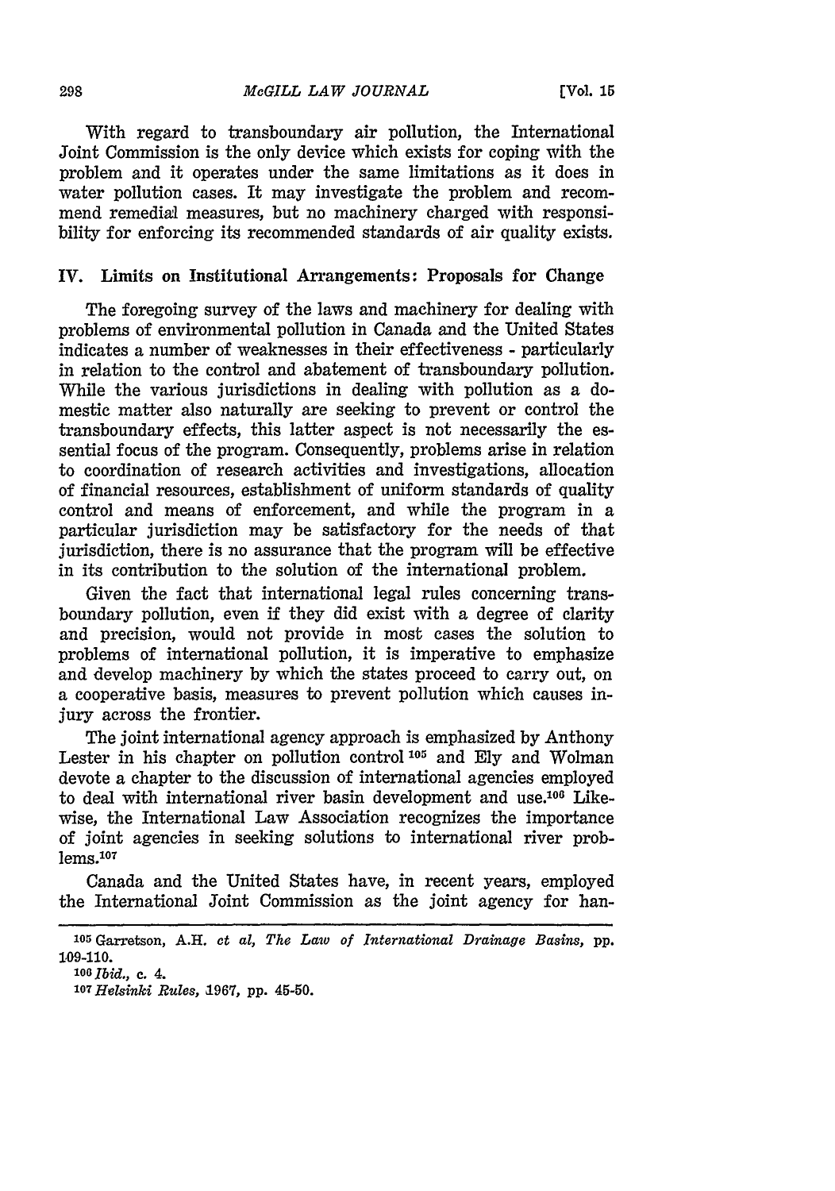With regard to transboundary air pollution, the International Joint Commission is the only device which exists for coping with the problem and it operates under the same limitations as it does in water pollution cases. It may investigate the problem and recommend remedial measures, but no machinery charged with responsibility for enforcing its recommended standards of air quality exists.

## IV. Limits on Institutional Arrangements: Proposals for Change

The foregoing survey of the laws and machinery for dealing with problems of environmental pollution in Canada and the United States indicates a number of weaknesses in their effectiveness - particularly in relation to the control and abatement of transboundary pollution. While the various jurisdictions in dealing with pollution as a domestic matter also naturally are seeking to prevent or control the transboundary effects, this latter aspect is not necessarily the essential focus of the program. Consequently, problems arise in relation to coordination of research activities and investigations, allocation of financial resources, establishment of uniform standards of quality control and means of enforcement, and while the program in a particular jurisdiction may be satisfactory for the needs of that jurisdiction, there is no assurance that the program will be effective in its contribution to the solution of the international problem.

Given the fact that international legal rules concerning transboundary pollution, even if they did exist with a degree of clarity and precision, would not provide in most cases the solution to problems of international pollution, it is imperative to emphasize and develop machinery by which the states proceed to carry out, on a cooperative basis, measures to prevent pollution which causes injury across the frontier.

The joint international agency approach is emphasized by Anthony Lester in his chapter on pollution control [105] and Ely and Wolman devote a chapter to the discussion of international agencies employed to deal with international river basin development and use.[106] Likewise, the International Law Association recognizes the importance of joint agencies in seeking solutions to international river problems.[107]

Canada and the United States have, in recent years, employed the International Joint Commission as the joint agency for han-

---

[105] Garretson, A.H. *et al*, *The Law of International Drainage Basins*, pp. 109-110.

[106] *Ibid.*, c. 4.

[107] *Helsinki Rules*, 1967, pp. 45-50.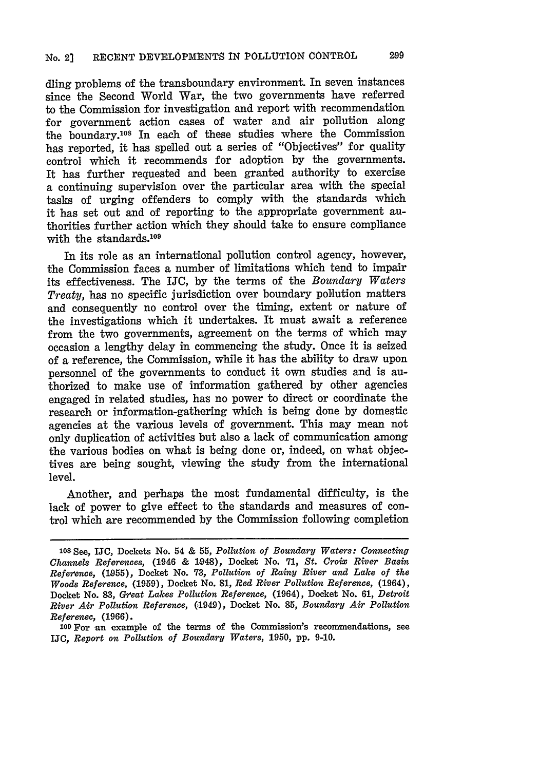dling problems of the transboundary environment. In seven instances since the Second World War, the two governments have referred to the Commission for investigation and report with recommendation for government action cases of water and air pollution along the boundary.[108] In each of these studies where the Commission has reported, it has spelled out a series of "Objectives" for quality control which it recommends for adoption by the governments. It has further requested and been granted authority to exercise a continuing supervision over the particular area with the special tasks of urging offenders to comply with the standards which it has set out and of reporting to the appropriate government authorities further action which they should take to ensure compliance with the standards.[109]

In its role as an international pollution control agency, however, the Commission faces a number of limitations which tend to impair its effectiveness. The IJC, by the terms of the *Boundary Waters Treaty*, has no specific jurisdiction over boundary pollution matters and consequently no control over the timing, extent or nature of the investigations which it undertakes. It must await a reference from the two governments, agreement on the terms of which may occasion a lengthy delay in commencing the study. Once it is seized of a reference, the Commission, while it has the ability to draw upon personnel of the governments to conduct it own studies and is authorized to make use of information gathered by other agencies engaged in related studies, has no power to direct or coordinate the research or information-gathering which is being done by domestic agencies at the various levels of government. This may mean not only duplication of activities but also a lack of communication among the various bodies on what is being done or, indeed, on what objectives are being sought, viewing the study from the international level.

Another, and perhaps the most fundamental difficulty, is the lack of power to give effect to the standards and measures of control which are recommended by the Commission following completion

---

[108] See, IJC, Dockets No. 54 & 55, *Pollution of Boundary Waters: Connecting Channels References*, (1946 & 1948), Docket No. 71, *St. Croix River Basin Reference*, (1955), Docket No. 73, *Pollution of Rainy River and Lake of the Woods Reference*, (1959), Docket No. 81, *Red River Pollution Reference*, (1964), Docket No. 83, *Great Lakes Pollution Reference*, (1964), Docket No. 61, *Detroit River Air Pollution Reference*, (1949), Docket No. 85, *Boundary Air Pollution Referenec*, (1966).

[109] For an example of the terms of the Commission's recommendations, see IJC, *Report on Pollution of Boundary Waters*, 1950, pp. 9-10.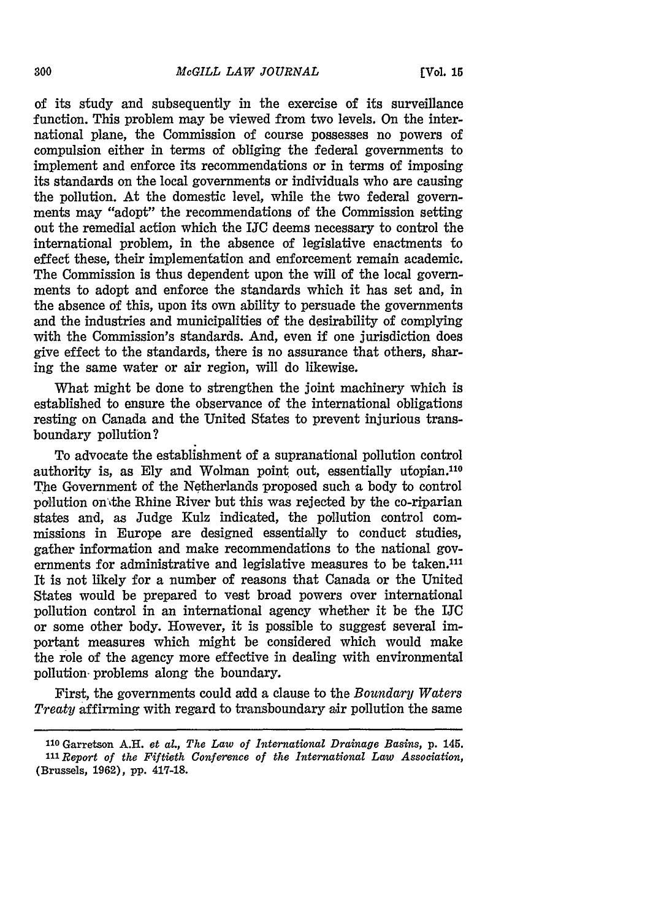of its study and subsequently in the exercise of its surveillance function. This problem may be viewed from two levels. On the international plane, the Commission of course possesses no powers of compulsion either in terms of obliging the federal governments to implement and enforce its recommendations or in terms of imposing its standards on the local governments or individuals who are causing the pollution. At the domestic level, while the two federal governments may "adopt" the recommendations of the Commission setting out the remedial action which the IJC deems necessary to control the international problem, in the absence of legislative enactments to effect these, their implementation and enforcement remain academic. The Commission is thus dependent upon the will of the local governments to adopt and enforce the standards which it has set and, in the absence of this, upon its own ability to persuade the governments and the industries and municipalities of the desirability of complying with the Commission's standards. And, even if one jurisdiction does give effect to the standards, there is no assurance that others, sharing the same water or air region, will do likewise.

What might be done to strengthen the joint machinery which is established to ensure the observance of the international obligations resting on Canada and the United States to prevent injurious transboundary pollution?

To advocate the establishment of a supranational pollution control authority is, as Ely and Wolman point out, essentially utopian.[110] The Government of the Netherlands proposed such a body to control pollution on the Rhine River but this was rejected by the co-riparian states and, as Judge Kulz indicated, the pollution control commissions in Europe are designed essentially to conduct studies, gather information and make recommendations to the national governments for administrative and legislative measures to be taken.[111] It is not likely for a number of reasons that Canada or the United States would be prepared to vest broad powers over international pollution control in an international agency whether it be the IJC or some other body. However, it is possible to suggest several important measures which might be considered which would make the role of the agency more effective in dealing with environmental pollution problems along the boundary.

First, the governments could add a clause to the *Boundary Waters Treaty* affirming with regard to transboundary air pollution the same

[110] Garretson A.H. *et al.*, *The Law of International Drainage Basins*, p. 145.

[111] *Report of the Fiftieth Conference of the International Law Association*, (Brussels, 1962), pp. 417-18.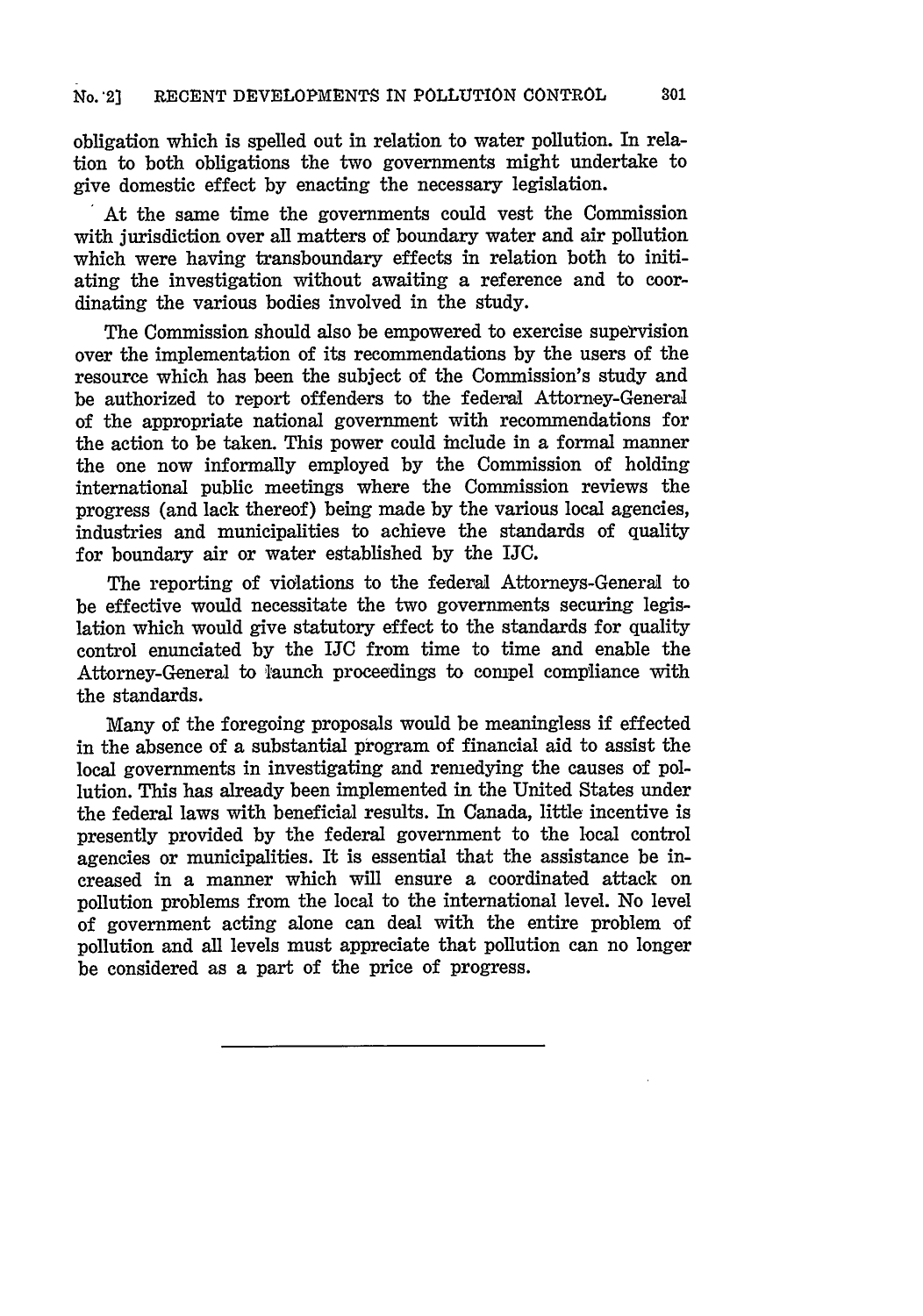obligation which is spelled out in relation to water pollution. In relation to both obligations the two governments might undertake to give domestic effect by enacting the necessary legislation.

At the same time the governments could vest the Commission with jurisdiction over all matters of boundary water and air pollution which were having transboundary effects in relation both to initiating the investigation without awaiting a reference and to coordinating the various bodies involved in the study.

The Commission should also be empowered to exercise supervision over the implementation of its recommendations by the users of the resource which has been the subject of the Commission's study and be authorized to report offenders to the federal Attorney-General of the appropriate national government with recommendations for the action to be taken. This power could include in a formal manner the one now informally employed by the Commission of holding international public meetings where the Commission reviews the progress (and lack thereof) being made by the various local agencies, industries and municipalities to achieve the standards of quality for boundary air or water established by the IJC.

The reporting of violations to the federal Attorneys-General to be effective would necessitate the two governments securing legislation which would give statutory effect to the standards for quality control enunciated by the IJC from time to time and enable the Attorney-General to launch proceedings to compel compliance with the standards.

Many of the foregoing proposals would be meaningless if effected in the absence of a substantial program of financial aid to assist the local governments in investigating and remedying the causes of pollution. This has already been implemented in the United States under the federal laws with beneficial results. In Canada, little incentive is presently provided by the federal government to the local control agencies or municipalities. It is essential that the assistance be increased in a manner which will ensure a coordinated attack on pollution problems from the local to the international level. No level of government acting alone can deal with the entire problem of pollution and all levels must appreciate that pollution can no longer be considered as a part of the price of progress.